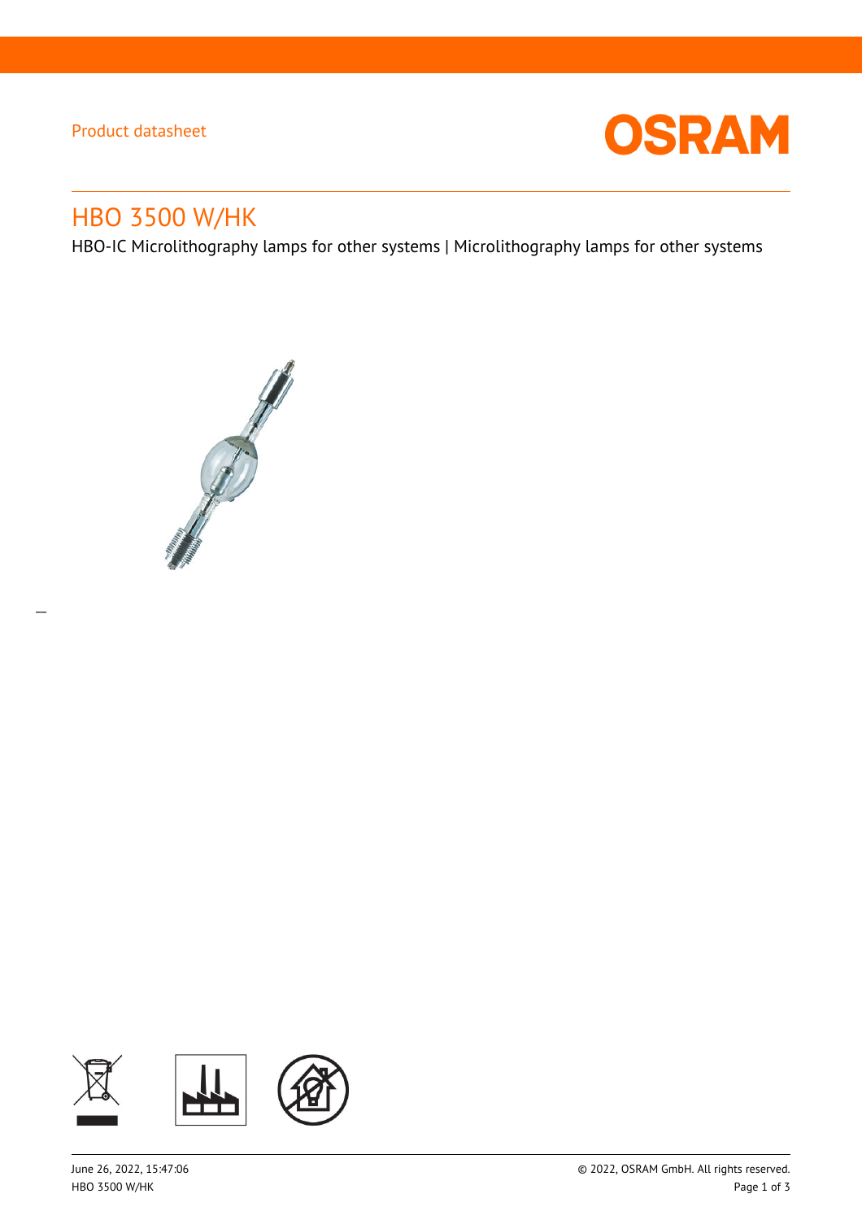Product datasheet

# HBO 3500 W/HK

HBO-IC Microlithography lamps for other systems | Microlithography lamps for other systems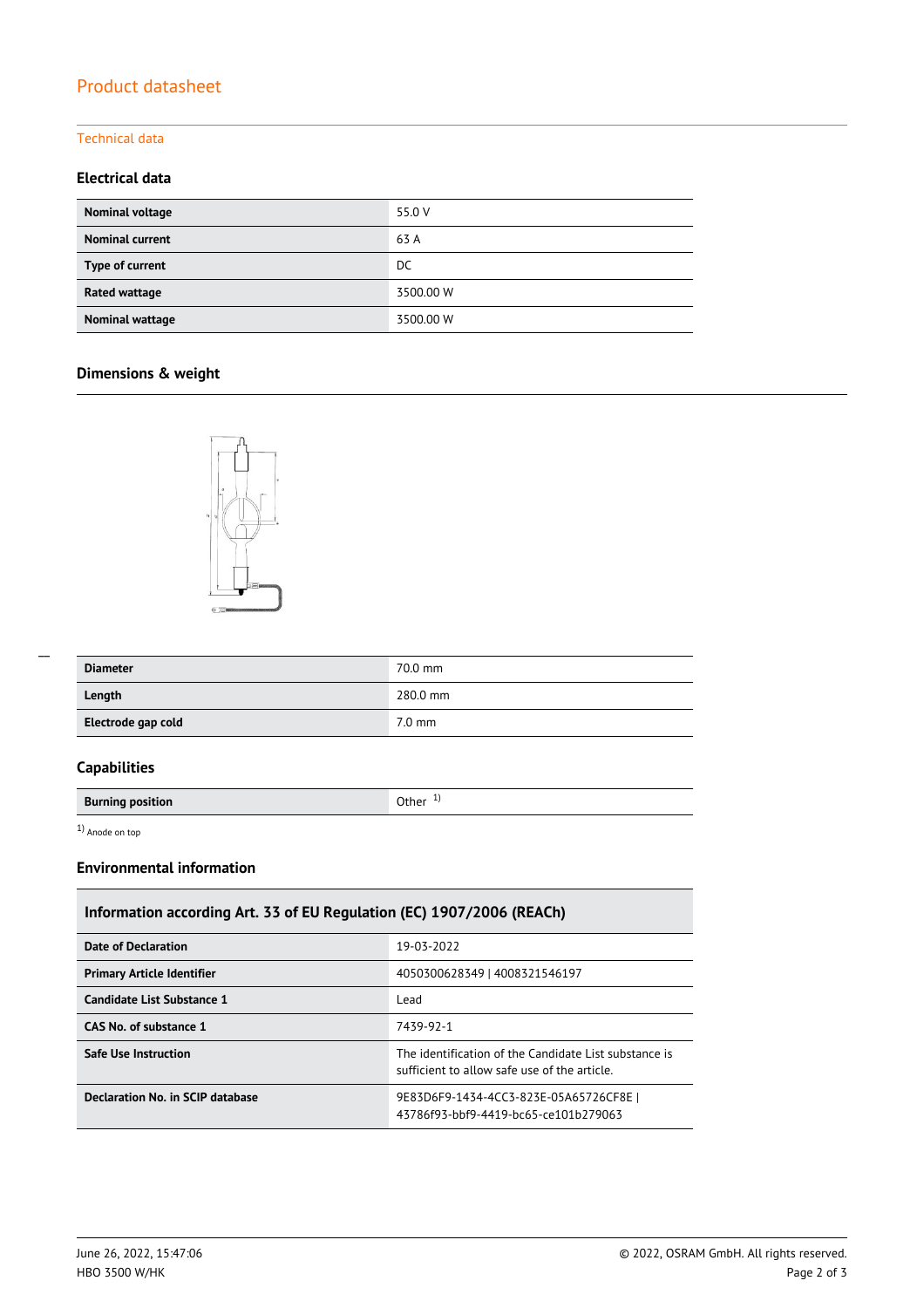# Product datasheet

## Technical data

### Electrical data

| | |
|---|---|
| **Nominal voltage** | 55.0 V |
| **Nominal current** | 63 A |
| **Type of current** | DC |
| **Rated wattage** | 3500.00 W |
| **Nominal wattage** | 3500.00 W |

### Dimensions & weight

| | |
|---|---|
| **Diameter** | 70.0 mm |
| **Length** | 280.0 mm |
| **Electrode gap cold** | 7.0 mm |

### Capabilities

| | |
|---|---|
| **Burning position** | Other [1] |

[1] Anode on top

### Environmental information

| Information according Art. 33 of EU Regulation (EC) 1907/2006 (REACh) | |
|---|---|
| **Date of Declaration** | 19-03-2022 |
| **Primary Article Identifier** | 4050300628349 \| 4008321546197 |
| **Candidate List Substance 1** | Lead |
| **CAS No. of substance 1** | 7439-92-1 |
| **Safe Use Instruction** | The identification of the Candidate List substance is sufficient to allow safe use of the article. |
| **Declaration No. in SCIP database** | 9E83D6F9-1434-4CC3-823E-05A65726CF8E \| 43786f93-bbf9-4419-bc65-ce101b279063 |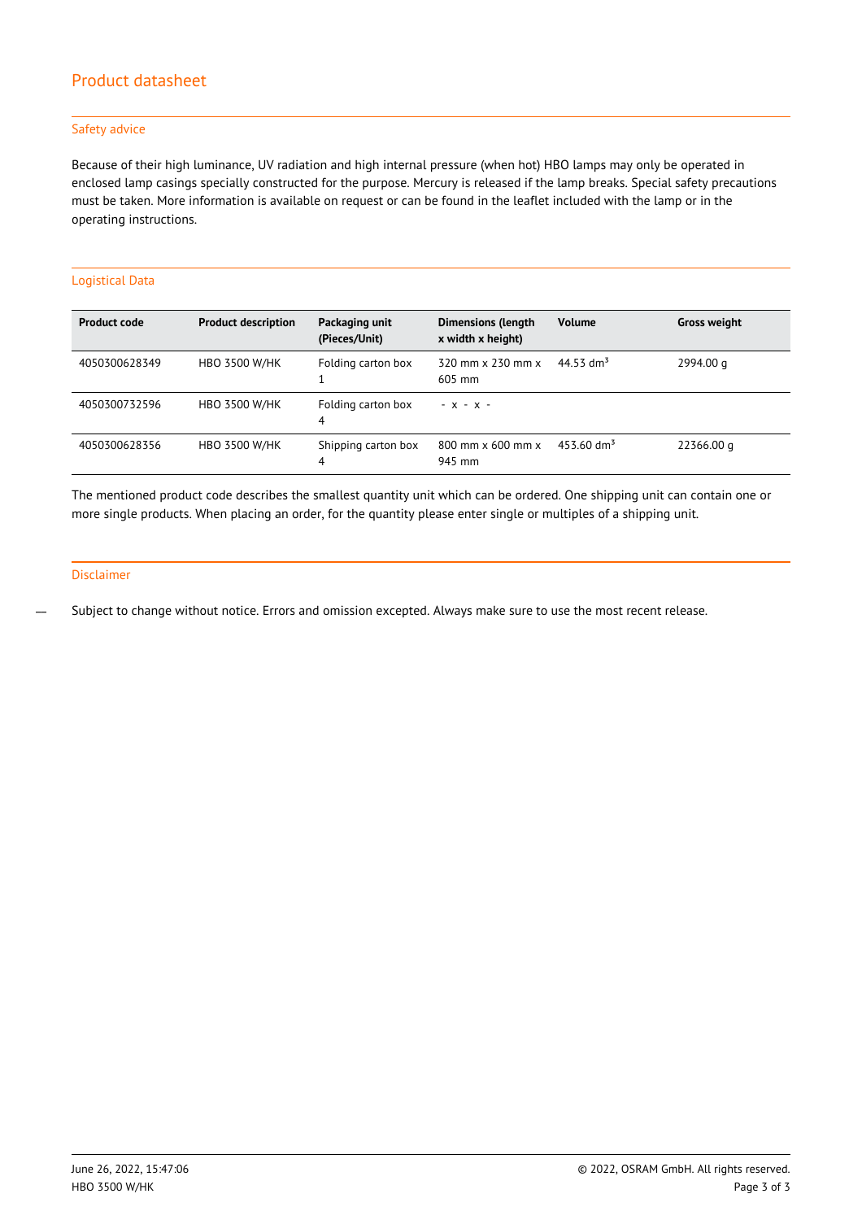# Product datasheet

## Safety advice

Because of their high luminance, UV radiation and high internal pressure (when hot) HBO lamps may only be operated in enclosed lamp casings specially constructed for the purpose. Mercury is released if the lamp breaks. Special safety precautions must be taken. More information is available on request or can be found in the leaflet included with the lamp or in the operating instructions.

## Logistical Data

| Product code | Product description | Packaging unit (Pieces/Unit) | Dimensions (length x width x height) | Volume | Gross weight |
|---|---|---|---|---|---|
| 4050300628349 | HBO 3500 W/HK | Folding carton box 1 | 320 mm x 230 mm x 605 mm | 44.53 dm³ | 2994.00 g |
| 4050300732596 | HBO 3500 W/HK | Folding carton box 4 | - x - x - | | |
| 4050300628356 | HBO 3500 W/HK | Shipping carton box 4 | 800 mm x 600 mm x 945 mm | 453.60 dm³ | 22366.00 g |

The mentioned product code describes the smallest quantity unit which can be ordered. One shipping unit can contain one or more single products. When placing an order, for the quantity please enter single or multiples of a shipping unit.

## Disclaimer

Subject to change without notice. Errors and omission excepted. Always make sure to use the most recent release.